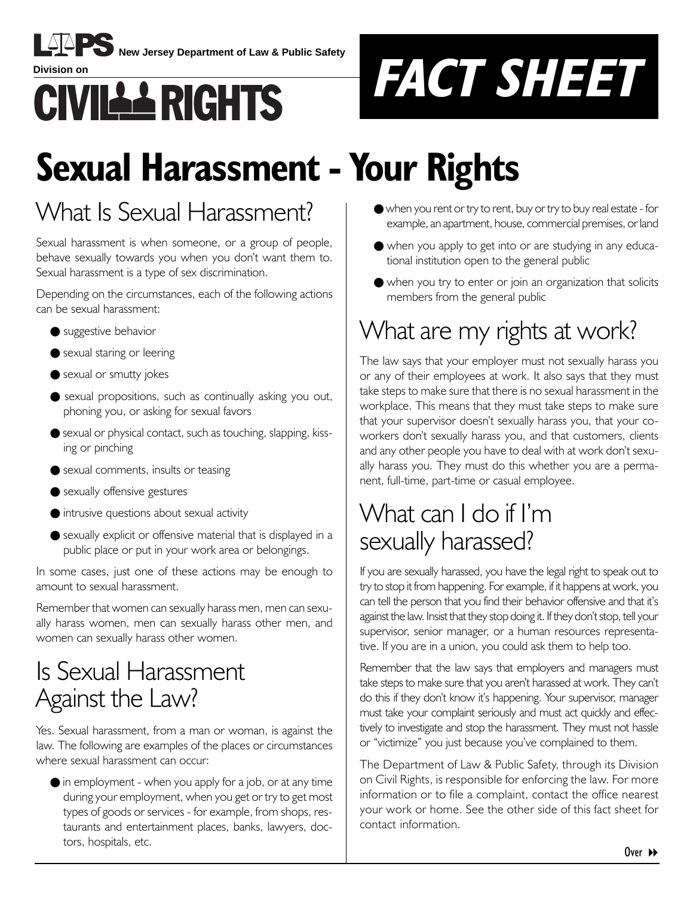LPS New Jersey Department of Law & Public Safety

Division on

CIVIL RIGHTS

# FACT SHEET

# Sexual Harassment - Your Rights

## What Is Sexual Harassment?

Sexual harassment is when someone, or a group of people, behave sexually towards you when you don't want them to. Sexual harassment is a type of sex discrimination.

Depending on the circumstances, each of the following actions can be sexual harassment:

- suggestive behavior
- sexual staring or leering
- sexual or smutty jokes
- sexual propositions, such as continually asking you out, phoning you, or asking for sexual favors
- sexual or physical contact, such as touching, slapping, kissing or pinching
- sexual comments, insults or teasing
- sexually offensive gestures
- intrusive questions about sexual activity
- sexually explicit or offensive material that is displayed in a public place or put in your work area or belongings.

In some cases, just one of these actions may be enough to amount to sexual harassment.

Remember that women can sexually harass men, men can sexually harass women, men can sexually harass other men, and women can sexually harass other women.

## Is Sexual Harassment Against the Law?

Yes. Sexual harassment, from a man or woman, is against the law. The following are examples of the places or circumstances where sexual harassment can occur:

- in employment - when you apply for a job, or at any time during your employment, when you get or try to get most types of goods or services - for example, from shops, restaurants and entertainment places, banks, lawyers, doctors, hospitals, etc.
- when you rent or try to rent, buy or try to buy real estate - for example, an apartment, house, commercial premises, or land
- when you apply to get into or are studying in any educational institution open to the general public
- when you try to enter or join an organization that solicits members from the general public

## What are my rights at work?

The law says that your employer must not sexually harass you or any of their employees at work. It also says that they must take steps to make sure that there is no sexual harassment in the workplace. This means that they must take steps to make sure that your supervisor doesn't sexually harass you, that your co-workers don't sexually harass you, and that customers, clients and any other people you have to deal with at work don't sexually harass you. They must do this whether you are a permanent, full-time, part-time or casual employee.

## What can I do if I'm sexually harassed?

If you are sexually harassed, you have the legal right to speak out to try to stop it from happening. For example, if it happens at work, you can tell the person that you find their behavior offensive and that it's against the law. Insist that they stop doing it. If they don't stop, tell your supervisor, senior manager, or a human resources representative. If you are in a union, you could ask them to help too.

Remember that the law says that employers and managers must take steps to make sure that you aren't harassed at work. They can't do this if they don't know it's happening. Your supervisor, manager must take your complaint seriously and must act quickly and effectively to investigate and stop the harassment. They must not hassle or "victimize" you just because you've complained to them.

The Department of Law & Public Safety, through its Division on Civil Rights, is responsible for enforcing the law. For more information or to file a complaint, contact the office nearest your work or home. See the other side of this fact sheet for contact information.

Over ▸▸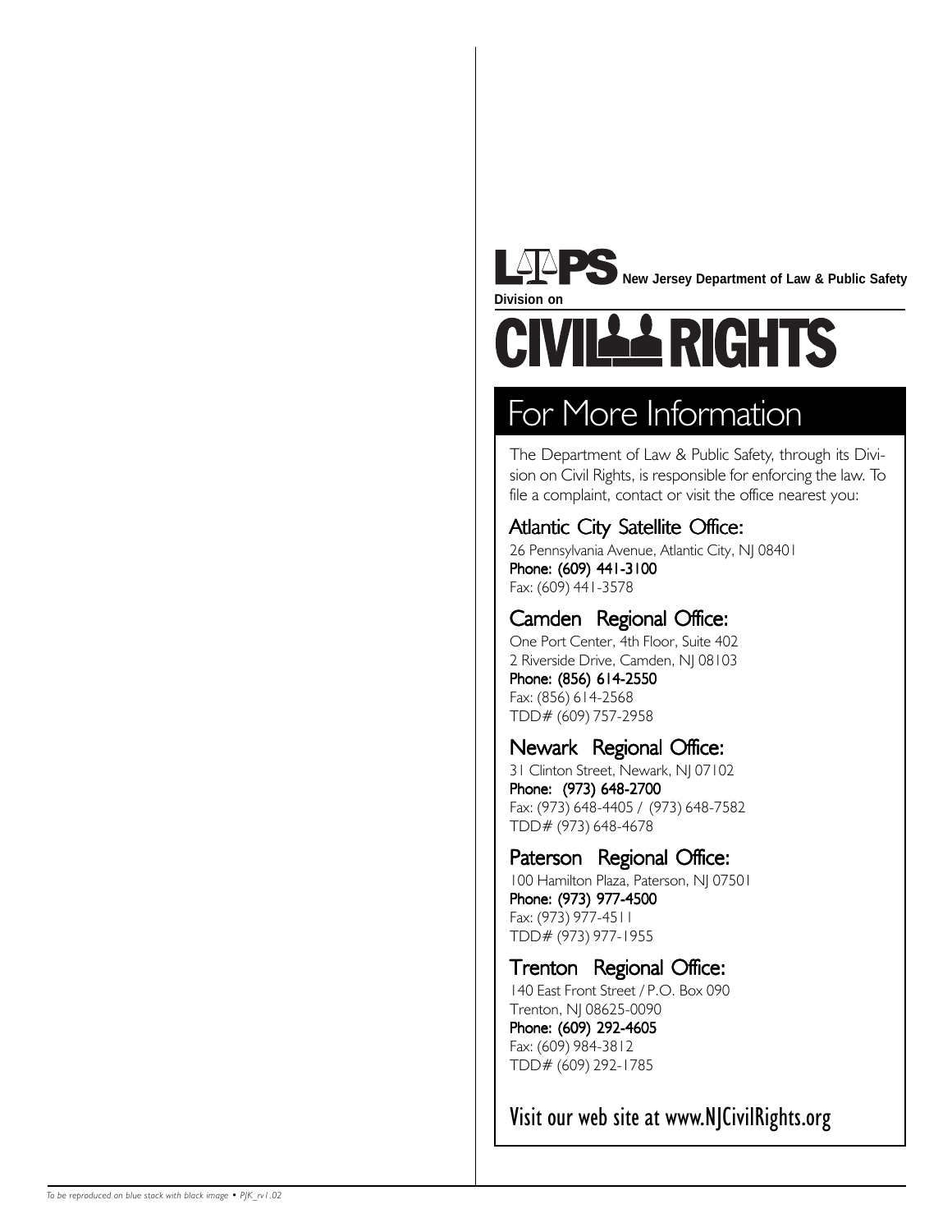**LPS** New Jersey Department of Law & Public Safety

Division on

# CIVIL RIGHTS

## For More Information

The Department of Law & Public Safety, through its Division on Civil Rights, is responsible for enforcing the law. To file a complaint, contact or visit the office nearest you:

### Atlantic City Satellite Office:

26 Pennsylvania Avenue, Atlantic City, NJ 08401
**Phone: (609) 441-3100**
Fax: (609) 441-3578

### Camden Regional Office:

One Port Center, 4th Floor, Suite 402
2 Riverside Drive, Camden, NJ 08103
**Phone: (856) 614-2550**
Fax: (856) 614-2568
TDD# (609) 757-2958

### Newark Regional Office:

31 Clinton Street, Newark, NJ 07102
**Phone: (973) 648-2700**
Fax: (973) 648-4405 / (973) 648-7582
TDD# (973) 648-4678

### Paterson Regional Office:

100 Hamilton Plaza, Paterson, NJ 07501
**Phone: (973) 977-4500**
Fax: (973) 977-4511
TDD# (973) 977-1955

### Trenton Regional Office:

140 East Front Street / P.O. Box 090
Trenton, NJ 08625-0090
**Phone: (609) 292-4605**
Fax: (609) 984-3812
TDD# (609) 292-1785

Visit our web site at www.NJCivilRights.org

*To be reproduced on blue stock with black image • PJK_rv1.02*